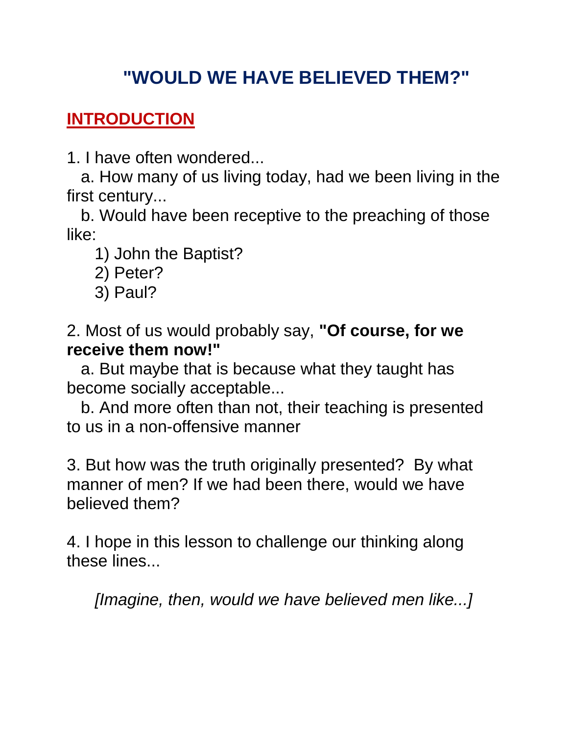# "WOULD WE HAVE BELIEVED THEM?"

## INTRODUCTION

1. I have often wondered...
   a. How many of us living today, had we been living in the first century...
   b. Would have been receptive to the preaching of those like:
      1) John the Baptist?
      2) Peter?
      3) Paul?

2. Most of us would probably say, **"Of course, for we receive them now!"**
   a. But maybe that is because what they taught has become socially acceptable...
   b. And more often than not, their teaching is presented to us in a non-offensive manner

3. But how was the truth originally presented? By what manner of men? If we had been there, would we have believed them?

4. I hope in this lesson to challenge our thinking along these lines...

*[Imagine, then, would we have believed men like...]*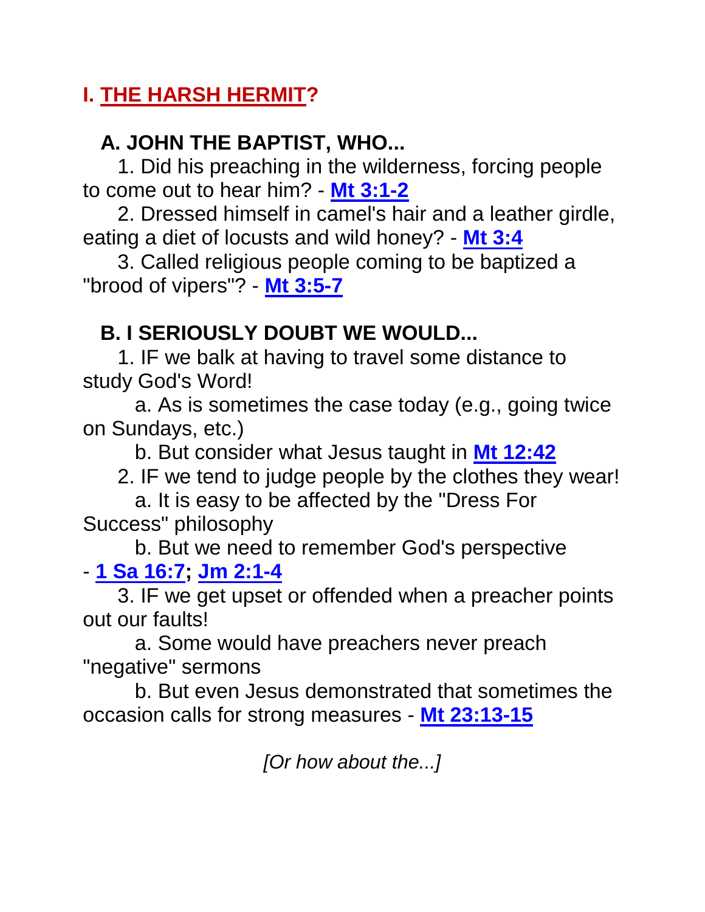# I. THE HARSH HERMIT?

## A. JOHN THE BAPTIST, WHO...

1. Did his preaching in the wilderness, forcing people to come out to hear him? - **Mt 3:1-2**
2. Dressed himself in camel's hair and a leather girdle, eating a diet of locusts and wild honey? - **Mt 3:4**
3. Called religious people coming to be baptized a "brood of vipers"? - **Mt 3:5-7**

## B. I SERIOUSLY DOUBT WE WOULD...

1. IF we balk at having to travel some distance to study God's Word!
   a. As is sometimes the case today (e.g., going twice on Sundays, etc.)
   b. But consider what Jesus taught in **Mt 12:42**
2. IF we tend to judge people by the clothes they wear!
   a. It is easy to be affected by the "Dress For Success" philosophy
   b. But we need to remember God's perspective - **1 Sa 16:7**; **Jm 2:1-4**
3. IF we get upset or offended when a preacher points out our faults!
   a. Some would have preachers never preach "negative" sermons
   b. But even Jesus demonstrated that sometimes the occasion calls for strong measures - **Mt 23:13-15**

*[Or how about the...]*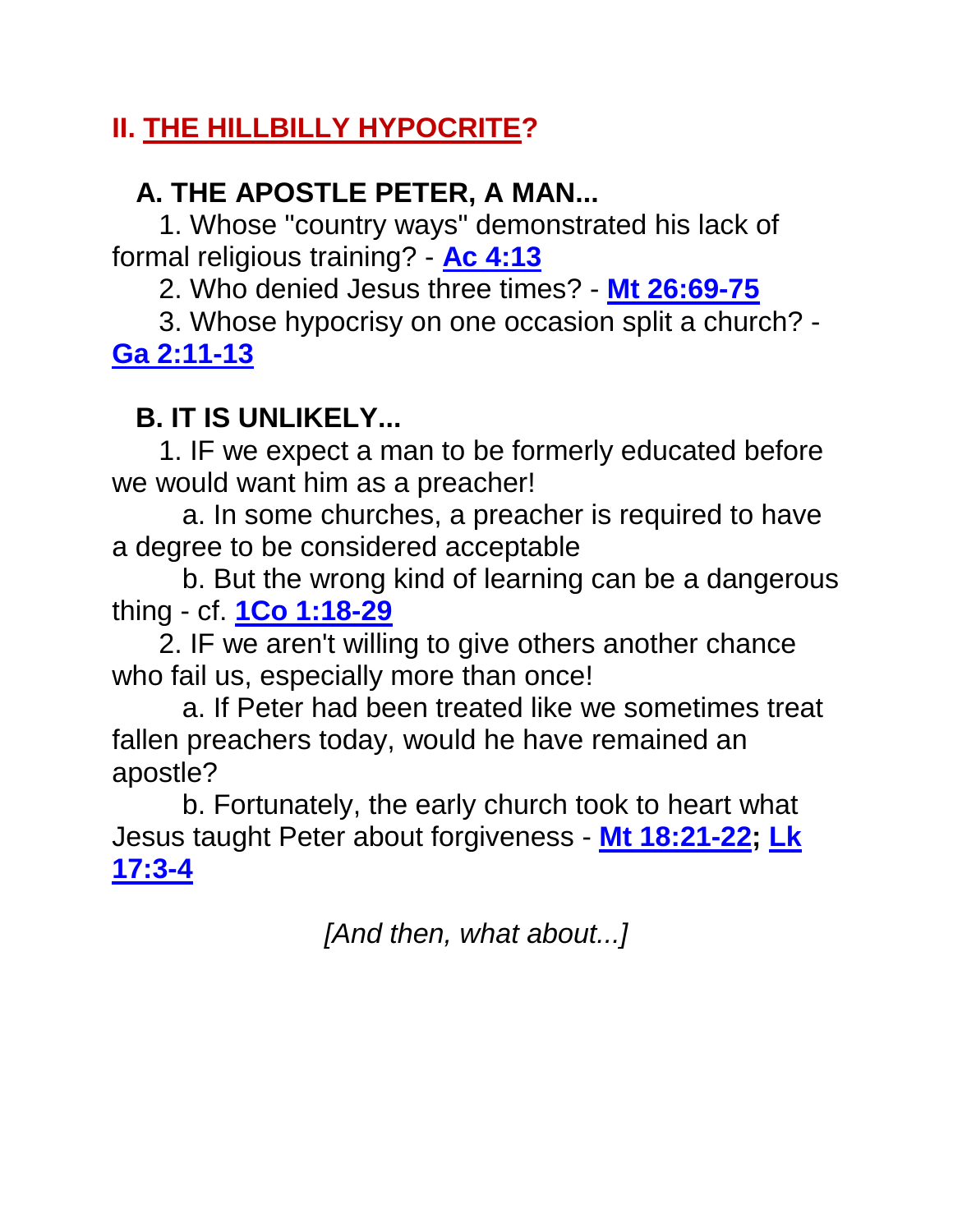## II. THE HILLBILLY HYPOCRITE?

### A. THE APOSTLE PETER, A MAN...

1. Whose "country ways" demonstrated his lack of formal religious training? - **Ac 4:13**
2. Who denied Jesus three times? - **Mt 26:69-75**
3. Whose hypocrisy on one occasion split a church? - **Ga 2:11-13**

### B. IT IS UNLIKELY...

1. IF we expect a man to be formerly educated before we would want him as a preacher!
   a. In some churches, a preacher is required to have a degree to be considered acceptable
   b. But the wrong kind of learning can be a dangerous thing - cf. **1Co 1:18-29**
2. IF we aren't willing to give others another chance who fail us, especially more than once!
   a. If Peter had been treated like we sometimes treat fallen preachers today, would he have remained an apostle?
   b. Fortunately, the early church took to heart what Jesus taught Peter about forgiveness - **Mt 18:21-22; Lk 17:3-4**

*[And then, what about...]*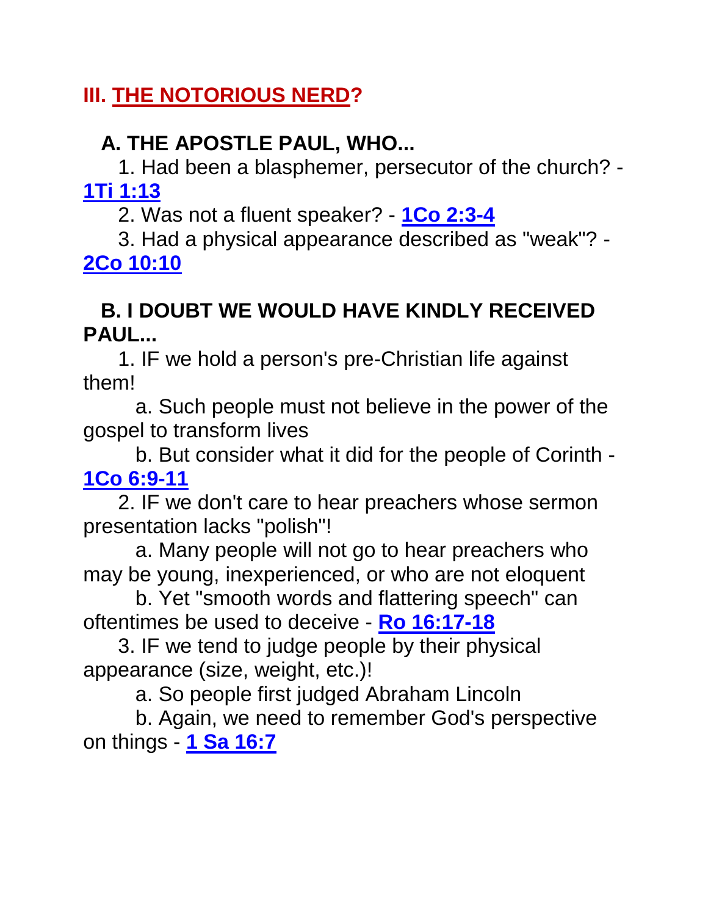## III. THE NOTORIOUS NERD?

### A. THE APOSTLE PAUL, WHO...

1. Had been a blasphemer, persecutor of the church? - **1Ti 1:13**
2. Was not a fluent speaker? - **1Co 2:3-4**
3. Had a physical appearance described as "weak"? - **2Co 10:10**

### B. I DOUBT WE WOULD HAVE KINDLY RECEIVED PAUL...

1. IF we hold a person's pre-Christian life against them!
   a. Such people must not believe in the power of the gospel to transform lives
   b. But consider what it did for the people of Corinth - **1Co 6:9-11**
2. IF we don't care to hear preachers whose sermon presentation lacks "polish"!
   a. Many people will not go to hear preachers who may be young, inexperienced, or who are not eloquent
   b. Yet "smooth words and flattering speech" can oftentimes be used to deceive - **Ro 16:17-18**
3. IF we tend to judge people by their physical appearance (size, weight, etc.)!
   a. So people first judged Abraham Lincoln
   b. Again, we need to remember God's perspective on things - **1 Sa 16:7**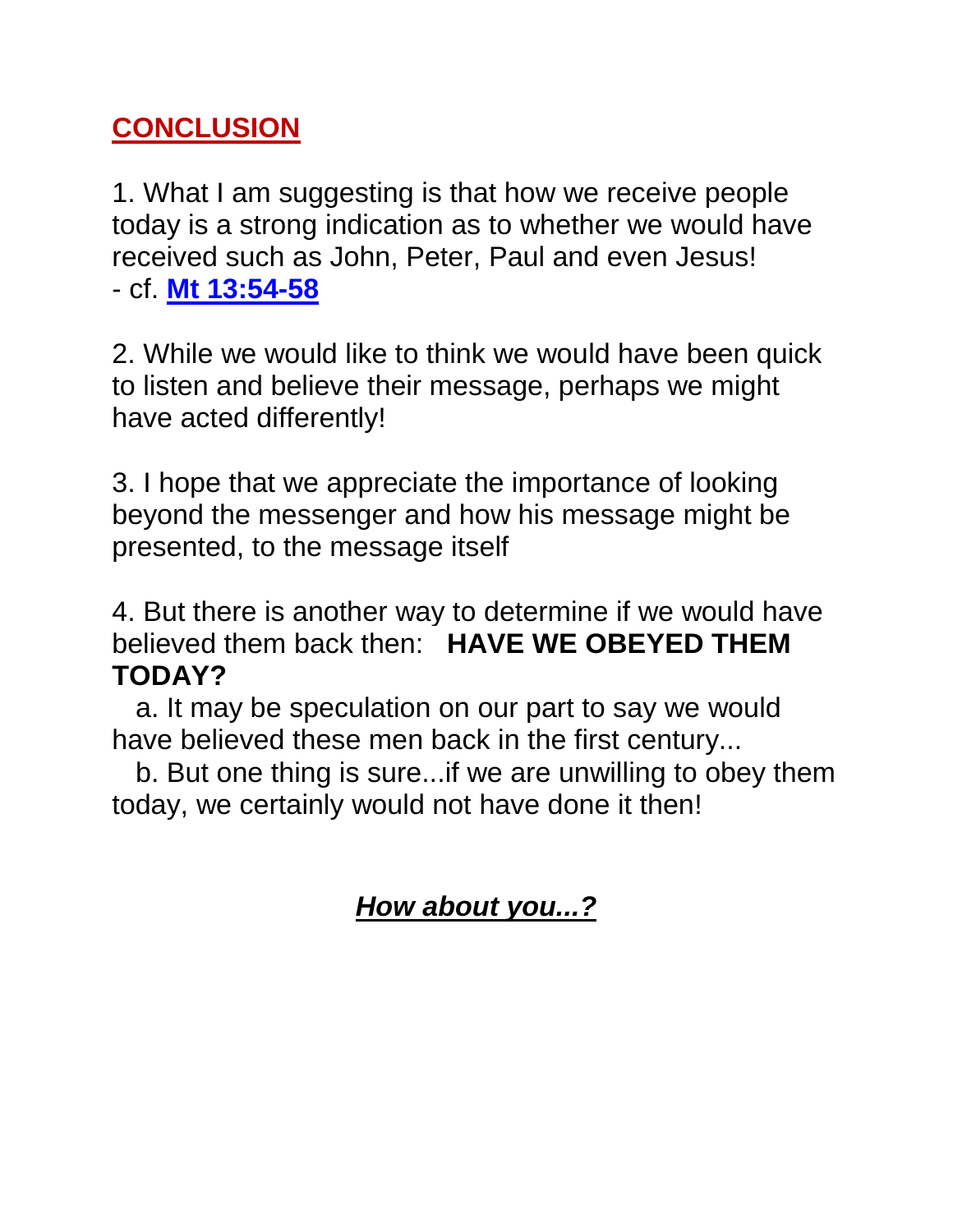## CONCLUSION

1. What I am suggesting is that how we receive people today is a strong indication as to whether we would have received such as John, Peter, Paul and even Jesus!
- cf. **Mt 13:54-58**

2. While we would like to think we would have been quick to listen and believe their message, perhaps we might have acted differently!

3. I hope that we appreciate the importance of looking beyond the messenger and how his message might be presented, to the message itself

4. But there is another way to determine if we would have believed them back then: **HAVE WE OBEYED THEM TODAY?**
   a. It may be speculation on our part to say we would have believed these men back in the first century...
   b. But one thing is sure...if we are unwilling to obey them today, we certainly would not have done it then!

***How about you...?***